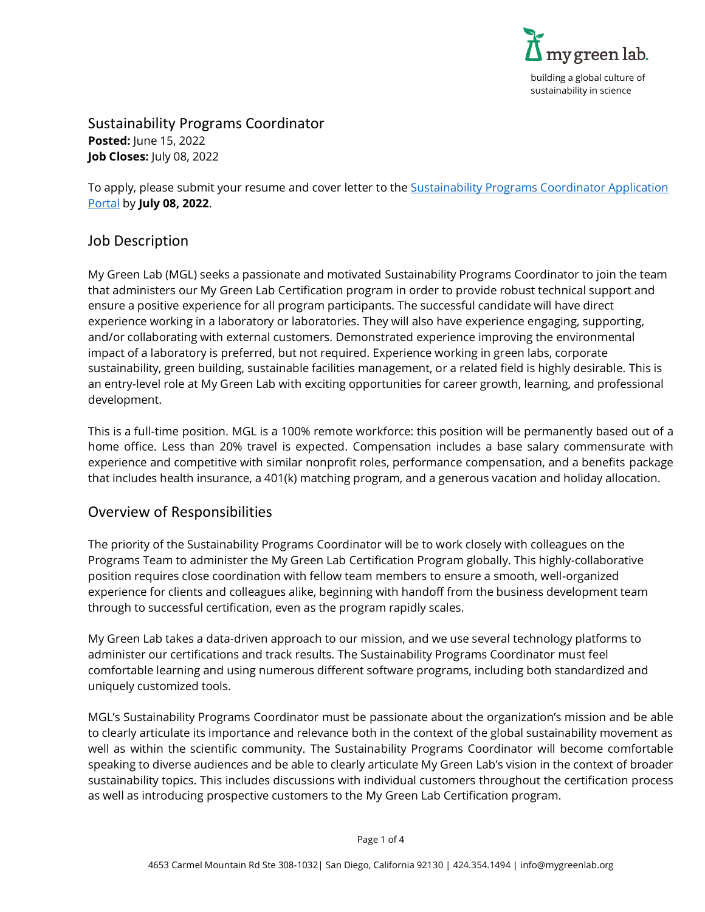building a global culture of sustainability in science

# Sustainability Programs Coordinator

**Posted:** June 15, 2022
**Job Closes:** July 08, 2022

To apply, please submit your resume and cover letter to the [Sustainability Programs Coordinator Application Portal]() by **July 08, 2022**.

## Job Description

My Green Lab (MGL) seeks a passionate and motivated Sustainability Programs Coordinator to join the team that administers our My Green Lab Certification program in order to provide robust technical support and ensure a positive experience for all program participants. The successful candidate will have direct experience working in a laboratory or laboratories. They will also have experience engaging, supporting, and/or collaborating with external customers. Demonstrated experience improving the environmental impact of a laboratory is preferred, but not required. Experience working in green labs, corporate sustainability, green building, sustainable facilities management, or a related field is highly desirable. This is an entry-level role at My Green Lab with exciting opportunities for career growth, learning, and professional development.

This is a full-time position. MGL is a 100% remote workforce: this position will be permanently based out of a home office. Less than 20% travel is expected. Compensation includes a base salary commensurate with experience and competitive with similar nonprofit roles, performance compensation, and a benefits package that includes health insurance, a 401(k) matching program, and a generous vacation and holiday allocation.

## Overview of Responsibilities

The priority of the Sustainability Programs Coordinator will be to work closely with colleagues on the Programs Team to administer the My Green Lab Certification Program globally. This highly-collaborative position requires close coordination with fellow team members to ensure a smooth, well-organized experience for clients and colleagues alike, beginning with handoff from the business development team through to successful certification, even as the program rapidly scales.

My Green Lab takes a data-driven approach to our mission, and we use several technology platforms to administer our certifications and track results. The Sustainability Programs Coordinator must feel comfortable learning and using numerous different software programs, including both standardized and uniquely customized tools.

MGL's Sustainability Programs Coordinator must be passionate about the organization's mission and be able to clearly articulate its importance and relevance both in the context of the global sustainability movement as well as within the scientific community. The Sustainability Programs Coordinator will become comfortable speaking to diverse audiences and be able to clearly articulate My Green Lab's vision in the context of broader sustainability topics. This includes discussions with individual customers throughout the certification process as well as introducing prospective customers to the My Green Lab Certification program.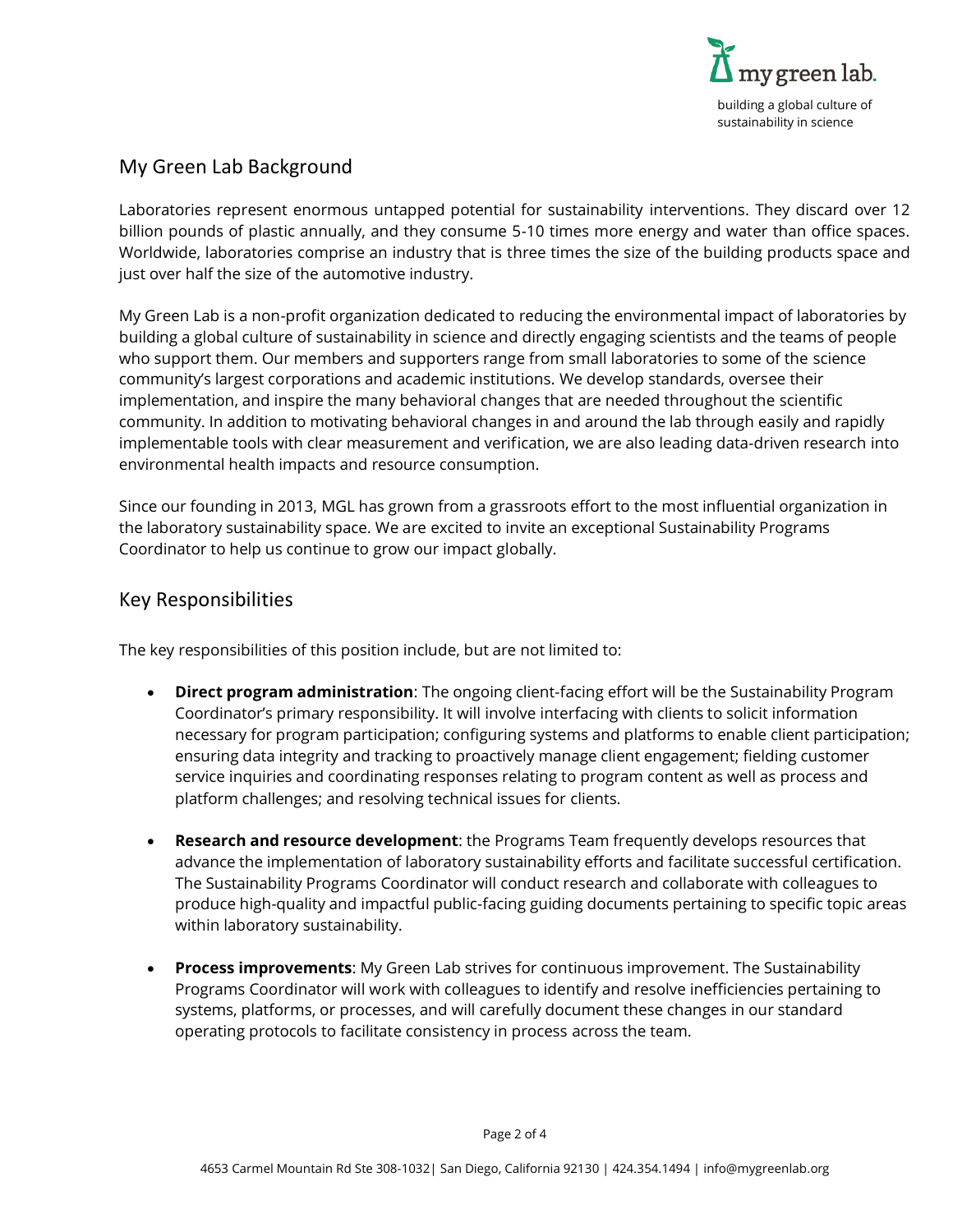## My Green Lab Background

Laboratories represent enormous untapped potential for sustainability interventions. They discard over 12 billion pounds of plastic annually, and they consume 5-10 times more energy and water than office spaces. Worldwide, laboratories comprise an industry that is three times the size of the building products space and just over half the size of the automotive industry.

My Green Lab is a non-profit organization dedicated to reducing the environmental impact of laboratories by building a global culture of sustainability in science and directly engaging scientists and the teams of people who support them. Our members and supporters range from small laboratories to some of the science community's largest corporations and academic institutions. We develop standards, oversee their implementation, and inspire the many behavioral changes that are needed throughout the scientific community. In addition to motivating behavioral changes in and around the lab through easily and rapidly implementable tools with clear measurement and verification, we are also leading data-driven research into environmental health impacts and resource consumption.

Since our founding in 2013, MGL has grown from a grassroots effort to the most influential organization in the laboratory sustainability space. We are excited to invite an exceptional Sustainability Programs Coordinator to help us continue to grow our impact globally.

## Key Responsibilities

The key responsibilities of this position include, but are not limited to:

- **Direct program administration**: The ongoing client-facing effort will be the Sustainability Program Coordinator's primary responsibility. It will involve interfacing with clients to solicit information necessary for program participation; configuring systems and platforms to enable client participation; ensuring data integrity and tracking to proactively manage client engagement; fielding customer service inquiries and coordinating responses relating to program content as well as process and platform challenges; and resolving technical issues for clients.

- **Research and resource development**: the Programs Team frequently develops resources that advance the implementation of laboratory sustainability efforts and facilitate successful certification. The Sustainability Programs Coordinator will conduct research and collaborate with colleagues to produce high-quality and impactful public-facing guiding documents pertaining to specific topic areas within laboratory sustainability.

- **Process improvements**: My Green Lab strives for continuous improvement. The Sustainability Programs Coordinator will work with colleagues to identify and resolve inefficiencies pertaining to systems, platforms, or processes, and will carefully document these changes in our standard operating protocols to facilitate consistency in process across the team.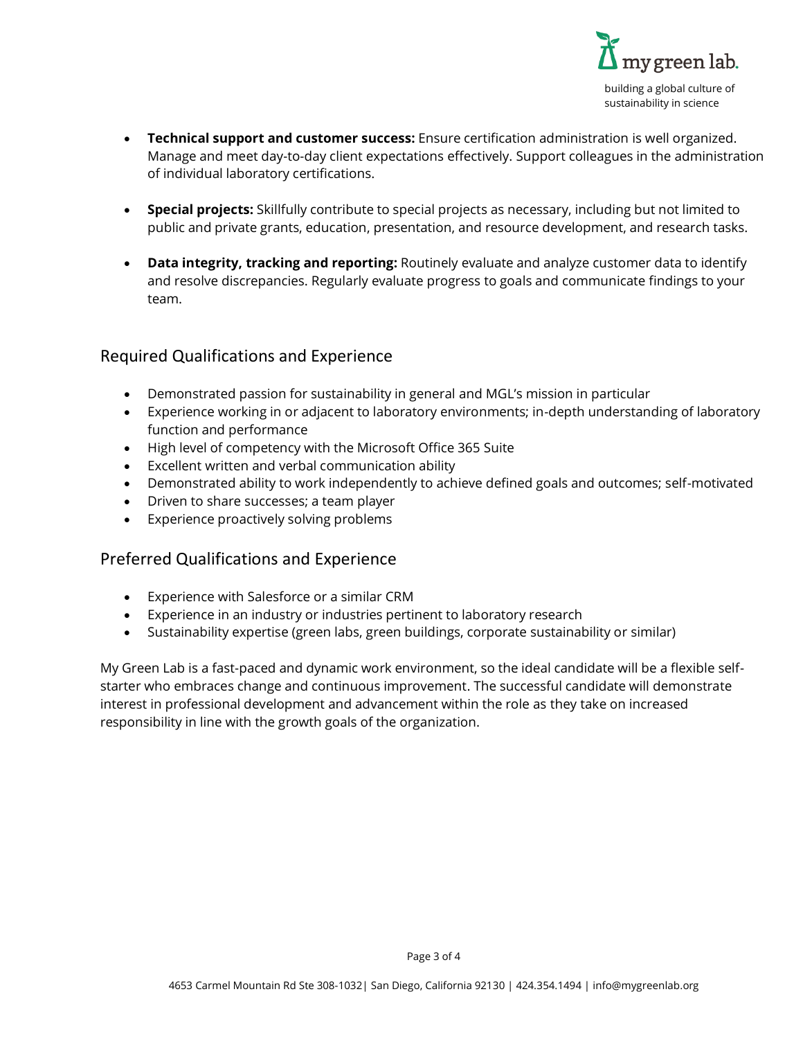- **Technical support and customer success:** Ensure certification administration is well organized. Manage and meet day-to-day client expectations effectively. Support colleagues in the administration of individual laboratory certifications.

- **Special projects:** Skillfully contribute to special projects as necessary, including but not limited to public and private grants, education, presentation, and resource development, and research tasks.

- **Data integrity, tracking and reporting:** Routinely evaluate and analyze customer data to identify and resolve discrepancies. Regularly evaluate progress to goals and communicate findings to your team.

## Required Qualifications and Experience

- Demonstrated passion for sustainability in general and MGL's mission in particular
- Experience working in or adjacent to laboratory environments; in-depth understanding of laboratory function and performance
- High level of competency with the Microsoft Office 365 Suite
- Excellent written and verbal communication ability
- Demonstrated ability to work independently to achieve defined goals and outcomes; self-motivated
- Driven to share successes; a team player
- Experience proactively solving problems

## Preferred Qualifications and Experience

- Experience with Salesforce or a similar CRM
- Experience in an industry or industries pertinent to laboratory research
- Sustainability expertise (green labs, green buildings, corporate sustainability or similar)

My Green Lab is a fast-paced and dynamic work environment, so the ideal candidate will be a flexible self-starter who embraces change and continuous improvement. The successful candidate will demonstrate interest in professional development and advancement within the role as they take on increased responsibility in line with the growth goals of the organization.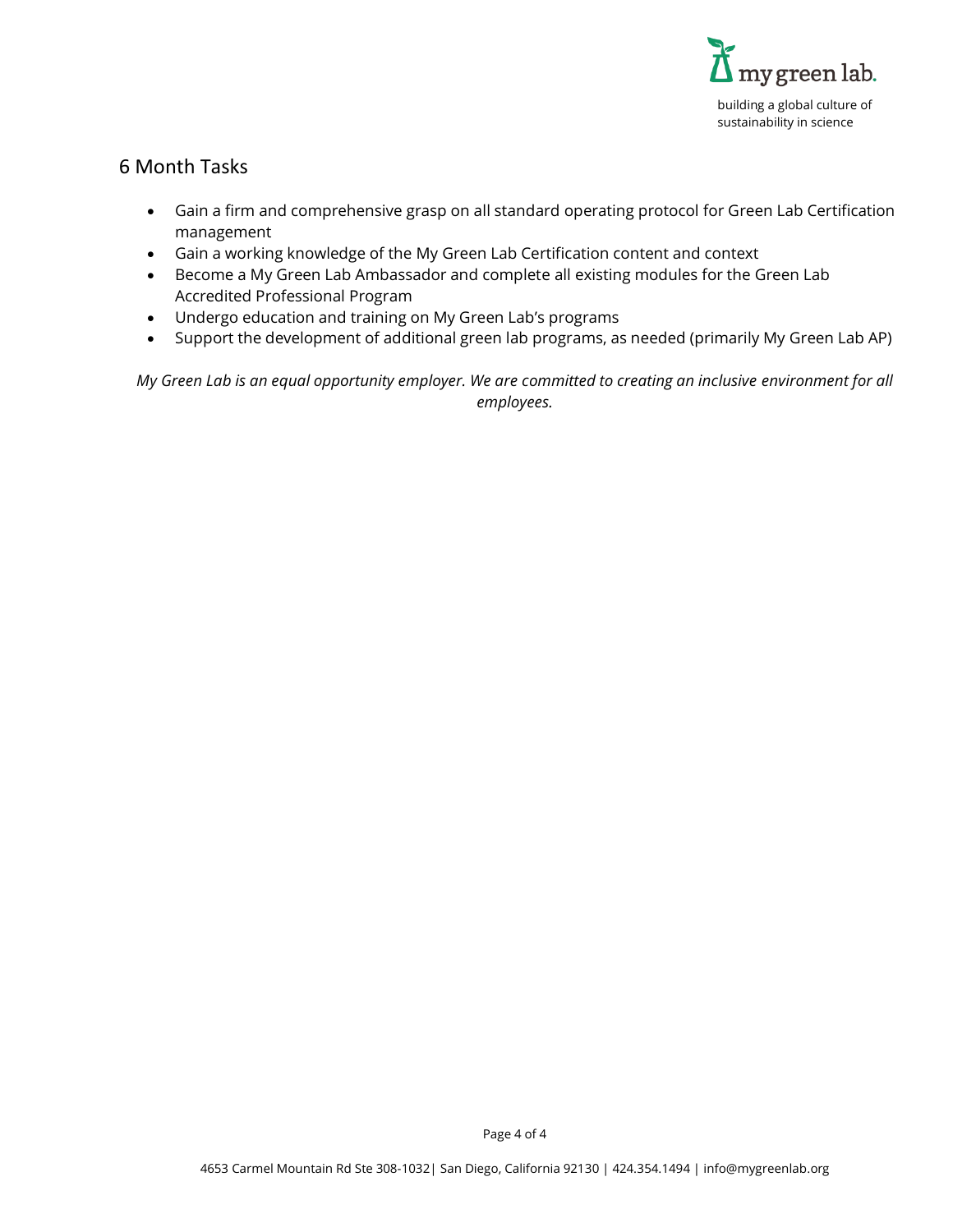## 6 Month Tasks

- Gain a firm and comprehensive grasp on all standard operating protocol for Green Lab Certification management
- Gain a working knowledge of the My Green Lab Certification content and context
- Become a My Green Lab Ambassador and complete all existing modules for the Green Lab Accredited Professional Program
- Undergo education and training on My Green Lab's programs
- Support the development of additional green lab programs, as needed (primarily My Green Lab AP)

*My Green Lab is an equal opportunity employer. We are committed to creating an inclusive environment for all employees.*